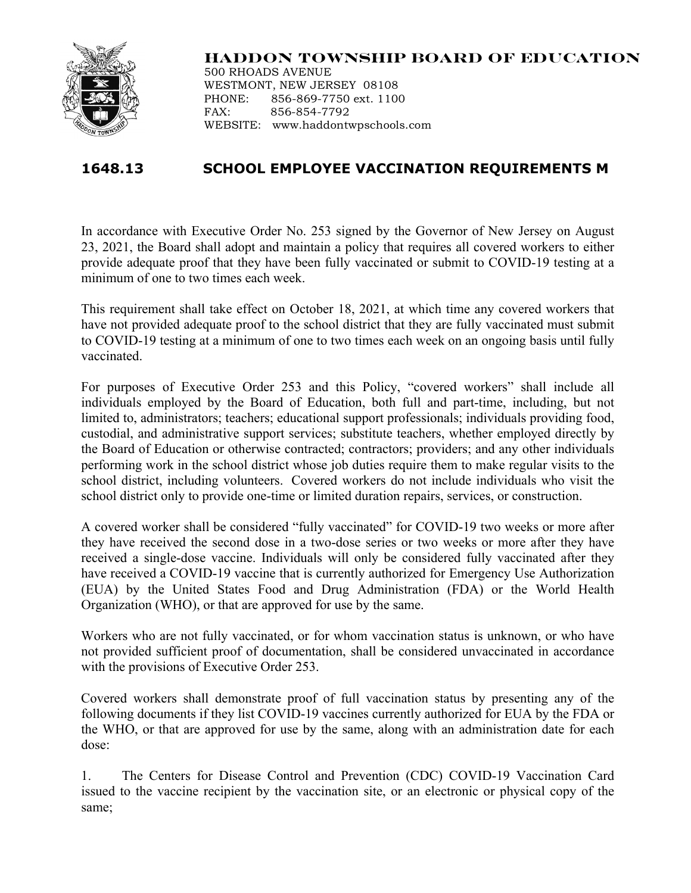**HADDON TOWNSHIP BOARD OF EDUCATION**

500 RHOADS AVENUE
WESTMONT, NEW JERSEY 08108
PHONE: 856-869-7750 ext. 1100
FAX: 856-854-7792
WEBSITE: www.haddontwpschools.com

# 1648.13 SCHOOL EMPLOYEE VACCINATION REQUIREMENTS M

In accordance with Executive Order No. 253 signed by the Governor of New Jersey on August 23, 2021, the Board shall adopt and maintain a policy that requires all covered workers to either provide adequate proof that they have been fully vaccinated or submit to COVID-19 testing at a minimum of one to two times each week.

This requirement shall take effect on October 18, 2021, at which time any covered workers that have not provided adequate proof to the school district that they are fully vaccinated must submit to COVID-19 testing at a minimum of one to two times each week on an ongoing basis until fully vaccinated.

For purposes of Executive Order 253 and this Policy, "covered workers" shall include all individuals employed by the Board of Education, both full and part-time, including, but not limited to, administrators; teachers; educational support professionals; individuals providing food, custodial, and administrative support services; substitute teachers, whether employed directly by the Board of Education or otherwise contracted; contractors; providers; and any other individuals performing work in the school district whose job duties require them to make regular visits to the school district, including volunteers. Covered workers do not include individuals who visit the school district only to provide one-time or limited duration repairs, services, or construction.

A covered worker shall be considered "fully vaccinated" for COVID-19 two weeks or more after they have received the second dose in a two-dose series or two weeks or more after they have received a single-dose vaccine. Individuals will only be considered fully vaccinated after they have received a COVID-19 vaccine that is currently authorized for Emergency Use Authorization (EUA) by the United States Food and Drug Administration (FDA) or the World Health Organization (WHO), or that are approved for use by the same.

Workers who are not fully vaccinated, or for whom vaccination status is unknown, or who have not provided sufficient proof of documentation, shall be considered unvaccinated in accordance with the provisions of Executive Order 253.

Covered workers shall demonstrate proof of full vaccination status by presenting any of the following documents if they list COVID-19 vaccines currently authorized for EUA by the FDA or the WHO, or that are approved for use by the same, along with an administration date for each dose:

1. The Centers for Disease Control and Prevention (CDC) COVID-19 Vaccination Card issued to the vaccine recipient by the vaccination site, or an electronic or physical copy of the same;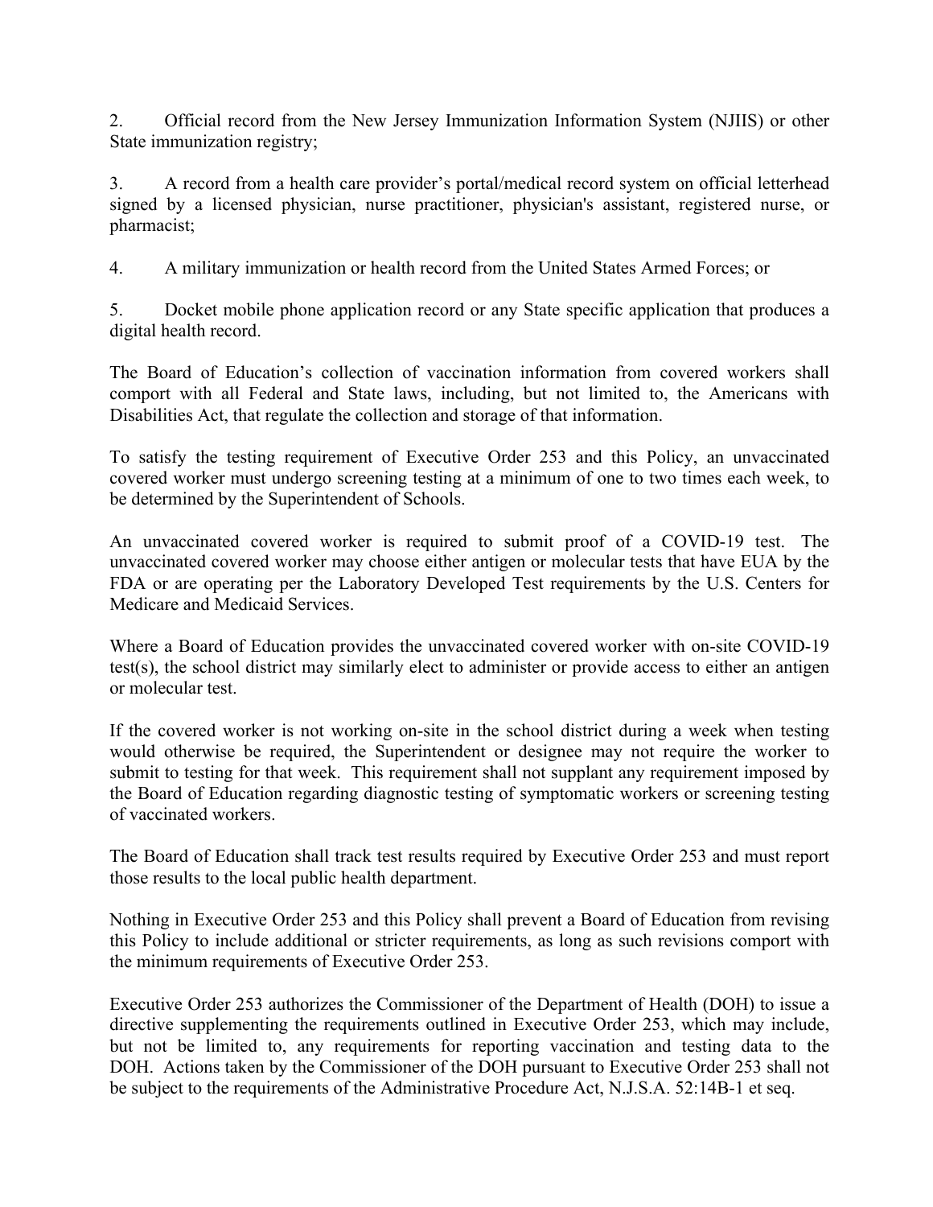2. Official record from the New Jersey Immunization Information System (NJIIS) or other State immunization registry;

3. A record from a health care provider's portal/medical record system on official letterhead signed by a licensed physician, nurse practitioner, physician's assistant, registered nurse, or pharmacist;

4. A military immunization or health record from the United States Armed Forces; or

5. Docket mobile phone application record or any State specific application that produces a digital health record.

The Board of Education's collection of vaccination information from covered workers shall comport with all Federal and State laws, including, but not limited to, the Americans with Disabilities Act, that regulate the collection and storage of that information.

To satisfy the testing requirement of Executive Order 253 and this Policy, an unvaccinated covered worker must undergo screening testing at a minimum of one to two times each week, to be determined by the Superintendent of Schools.

An unvaccinated covered worker is required to submit proof of a COVID-19 test. The unvaccinated covered worker may choose either antigen or molecular tests that have EUA by the FDA or are operating per the Laboratory Developed Test requirements by the U.S. Centers for Medicare and Medicaid Services.

Where a Board of Education provides the unvaccinated covered worker with on-site COVID-19 test(s), the school district may similarly elect to administer or provide access to either an antigen or molecular test.

If the covered worker is not working on-site in the school district during a week when testing would otherwise be required, the Superintendent or designee may not require the worker to submit to testing for that week. This requirement shall not supplant any requirement imposed by the Board of Education regarding diagnostic testing of symptomatic workers or screening testing of vaccinated workers.

The Board of Education shall track test results required by Executive Order 253 and must report those results to the local public health department.

Nothing in Executive Order 253 and this Policy shall prevent a Board of Education from revising this Policy to include additional or stricter requirements, as long as such revisions comport with the minimum requirements of Executive Order 253.

Executive Order 253 authorizes the Commissioner of the Department of Health (DOH) to issue a directive supplementing the requirements outlined in Executive Order 253, which may include, but not be limited to, any requirements for reporting vaccination and testing data to the DOH. Actions taken by the Commissioner of the DOH pursuant to Executive Order 253 shall not be subject to the requirements of the Administrative Procedure Act, N.J.S.A. 52:14B-1 et seq.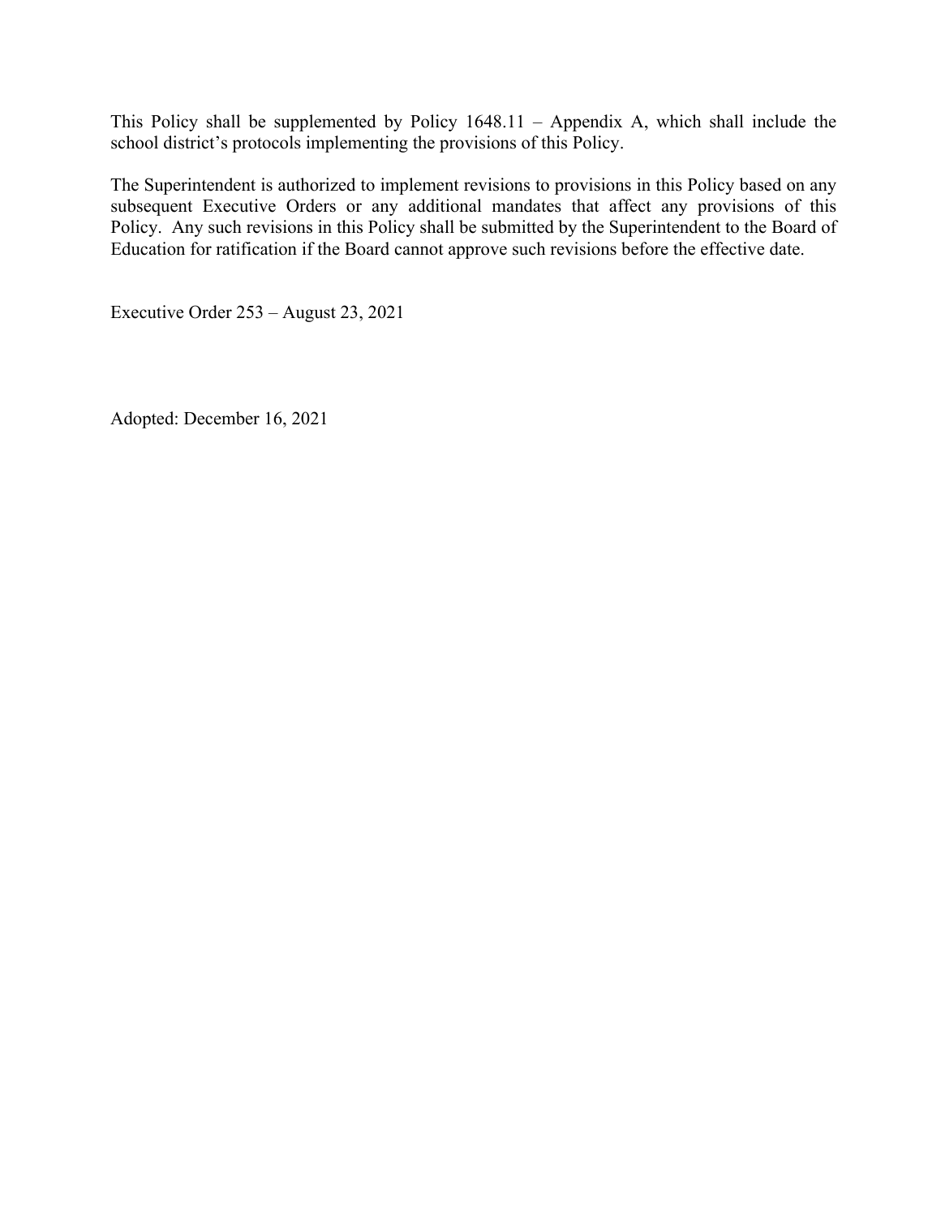This Policy shall be supplemented by Policy 1648.11 – Appendix A, which shall include the school district's protocols implementing the provisions of this Policy.

The Superintendent is authorized to implement revisions to provisions in this Policy based on any subsequent Executive Orders or any additional mandates that affect any provisions of this Policy. Any such revisions in this Policy shall be submitted by the Superintendent to the Board of Education for ratification if the Board cannot approve such revisions before the effective date.

Executive Order 253 – August 23, 2021

Adopted: December 16, 2021